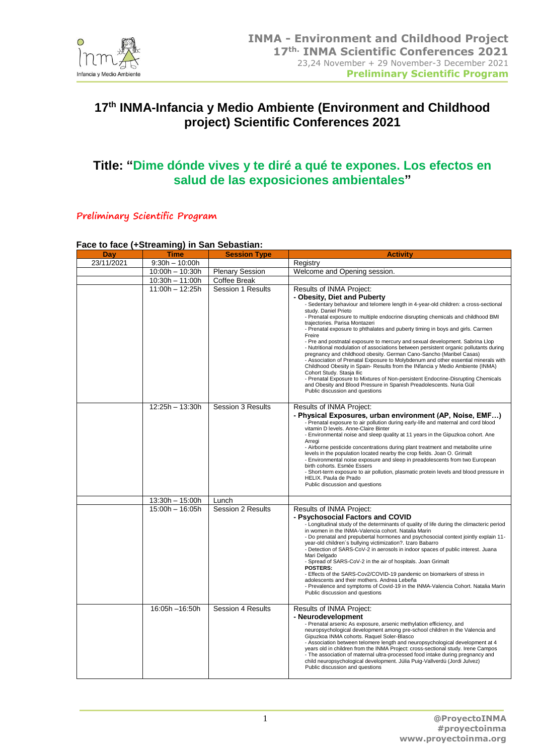# 17th INMA-Infancia y Medio Ambiente (Environment and Childhood project) Scientific Conferences 2021

## Title: "Dime dónde vives y te diré a qué te expones. Los efectos en salud de las exposiciones ambientales"

### Preliminary Scientific Program

**Face to face (+Streaming) in San Sebastian:**

| Day | Time | Session Type | Activity |
|---|---|---|---|
| 23/11/2021 | 9:30h – 10:00h | | Registry |
| | 10:00h – 10:30h | Plenary Session | Welcome and Opening session. |
| | 10:30h – 11:00h | Coffee Break | |
| | 11:00h – 12:25h | Session 1 Results | Results of INMA Project:<br>**- Obesity, Diet and Puberty**<br>- Sedentary behaviour and telomere length in 4-year-old children: a cross-sectional study. Daniel Prieto<br>- Prenatal exposure to multiple endocrine disrupting chemicals and childhood BMI trajectories. Parisa Montazeri<br>- Prenatal exposure to phthalates and puberty timing in boys and girls. Carmen Freire<br>- Pre and postnatal exposure to mercury and sexual development. Sabrina Llop<br>- Nutritional modulation of associations between persistent organic pollutants during pregnancy and childhood obesity. German Cano-Sancho (Maribel Casas)<br>- Association of Prenatal Exposure to Molybdenum and other essential minerals with Childhood Obesity in Spain- Results from the INfancia y Medio Ambiente (INMA) Cohort Study. Stasja Ilic<br>- Prenatal Exposure to Mixtures of Non-persistent Endocrine-Disrupting Chemicals and Obesity and Blood Pressure in Spanish Preadolescents. Nuria Güil<br>Public discussion and questions |
| | 12:25h – 13:30h | Session 3 Results | Results of INMA Project:<br>**- Physical Exposures, urban environment (AP, Noise, EMF…)**<br>- Prenatal exposure to air pollution during early-life and maternal and cord blood vitamin D levels. Anne-Claire Binter<br>- Environmental noise and sleep quality at 11 years in the Gipuzkoa cohort. Ane Arregi<br>- Airborne pesticide concentrations during plant treatment and metabolite urine levels in the population located nearby the crop fields. Joan O. Grimalt<br>- Environmental noise exposure and sleep in preadolescents from two European birth cohorts. Esmée Essers<br>- Short-term exposure to air pollution, plasmatic protein levels and blood pressure in HELIX. Paula de Prado<br>Public discussion and questions |
| | 13:30h – 15:00h | Lunch | |
| | 15:00h – 16:05h | Session 2 Results | Results of INMA Project:<br>**- Psychosocial Factors and COVID**<br>- Longitudinal study of the determinants of quality of life during the climacteric period in women in the INMA-Valencia cohort. Natalia Marin<br>- Do prenatal and prepubertal hormones and psychosocial context jointly explain 11-year-old children´s bullying victimization?. Izaro Babarro<br>- Detection of SARS-CoV-2 in aerosols in indoor spaces of public interest. Juana Mari Delgado<br>- Spread of SARS-CoV-2 in the air of hospitals. Joan Grimalt<br>**POSTERS:**<br>- Effects of the SARS-Cov2/COVID-19 pandemic on biomarkers of stress in adolescents and their mothers. Andrea Lebeña<br>- Prevalence and symptoms of Covid-19 in the INMA-Valencia Cohort. Natalia Marin<br>Public discussion and questions |
| | 16:05h –16:50h | Session 4 Results | Results of INMA Project:<br>**- Neurodevelopment**<br>- Prenatal arsenic As exposure, arsenic methylation efficiency, and neuropsychological development among pre-school children in the Valencia and Gipuzkoa INMA cohorts. Raquel Soler-Blasco<br>- Association between telomere length and neuropsychological development at 4 years old in children from the INMA Project: cross-sectional study. Irene Campos<br>- The association of maternal ultra-processed food intake during pregnancy and child neuropsychological development. Júlia Puig-Vallverdú (Jordi Julvez)<br>Public discussion and questions |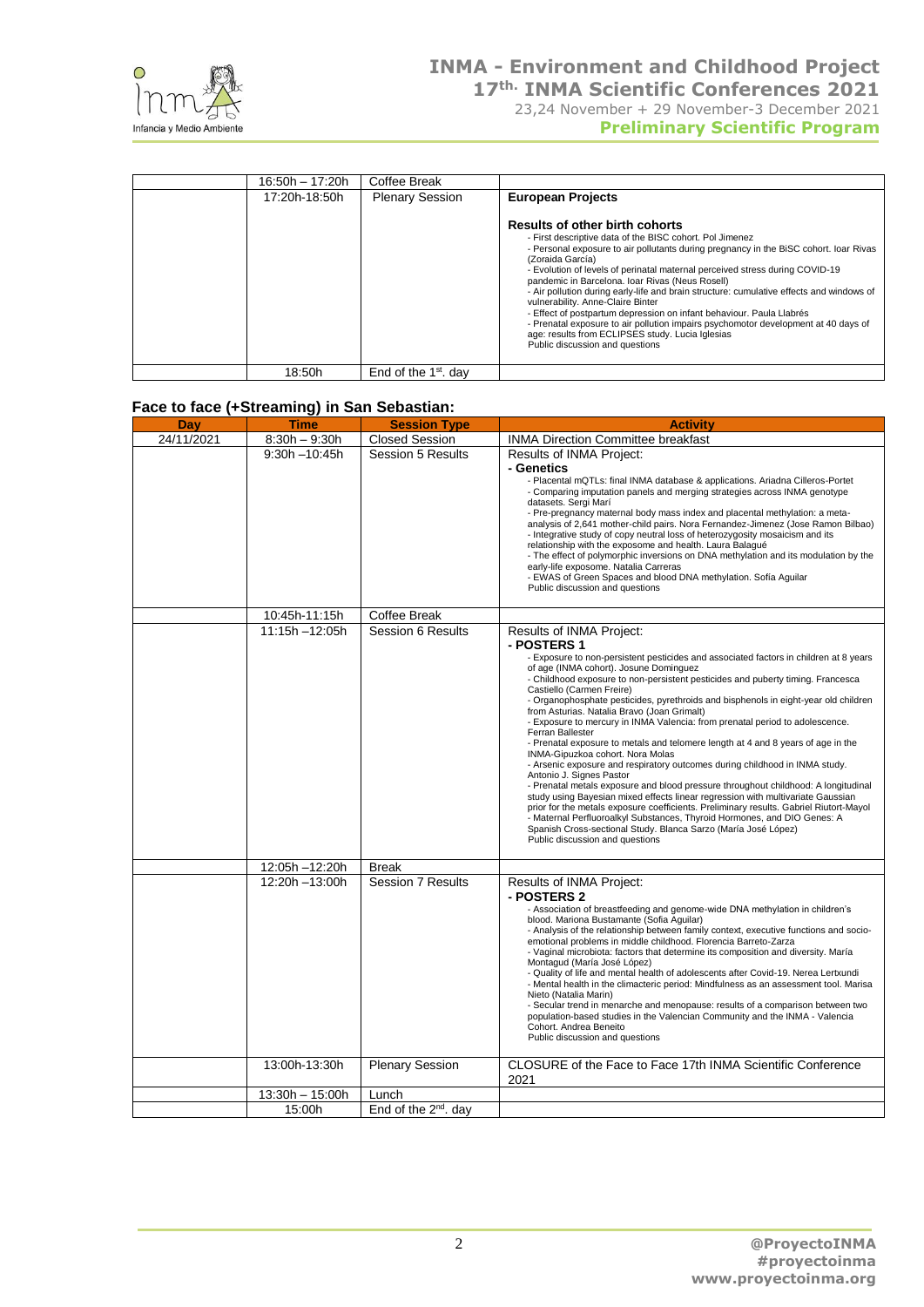| | 16:50h – 17:20h | Coffee Break | |
|---|---|---|---|
| | 17:20h-18:50h | Plenary Session | **European Projects**<br><br>**Results of other birth cohorts**<br>- First descriptive data of the BISC cohort. Pol Jimenez<br>- Personal exposure to air pollutants during pregnancy in the BiSC cohort. Ioar Rivas (Zoraida García)<br>- Evolution of levels of perinatal maternal perceived stress during COVID-19 pandemic in Barcelona. Ioar Rivas (Neus Rosell)<br>- Air pollution during early-life and brain structure: cumulative effects and windows of vulnerability. Anne-Claire Binter<br>- Effect of postpartum depression on infant behaviour. Paula Llabrés<br>- Prenatal exposure to air pollution impairs psychomotor development at 40 days of age: results from ECLIPSES study. Lucia Iglesias<br>Public discussion and questions |
| | 18:50h | End of the 1st. day | |

### Face to face (+Streaming) in San Sebastian:

| Day | Time | Session Type | Activity |
|---|---|---|---|
| 24/11/2021 | 8:30h – 9:30h | Closed Session | INMA Direction Committee breakfast |
| | 9:30h –10:45h | Session 5 Results | Results of INMA Project:<br>**- Genetics**<br>- Placental mQTLs: final INMA database & applications. Ariadna Cilleros-Portet<br>- Comparing imputation panels and merging strategies across INMA genotype datasets. Sergi Marí<br>- Pre-pregnancy maternal body mass index and placental methylation: a meta-analysis of 2,641 mother-child pairs. Nora Fernandez-Jimenez (Jose Ramon Bilbao)<br>- Integrative study of copy neutral loss of heterozygosity mosaicism and its relationship with the exposome and health. Laura Balagué<br>- The effect of polymorphic inversions on DNA methylation and its modulation by the early-life exposome. Natalia Carreras<br>- EWAS of Green Spaces and blood DNA methylation. Sofía Aguilar<br>Public discussion and questions |
| | 10:45h-11:15h | Coffee Break | |
| | 11:15h –12:05h | Session 6 Results | Results of INMA Project:<br>**- POSTERS 1**<br>- Exposure to non-persistent pesticides and associated factors in children at 8 years of age (INMA cohort). Josune Dominguez<br>- Childhood exposure to non-persistent pesticides and puberty timing. Francesca Castiello (Carmen Freire)<br>- Organophosphate pesticides, pyrethroids and bisphenols in eight-year old children from Asturias. Natalia Bravo (Joan Grimalt)<br>- Exposure to mercury in INMA Valencia: from prenatal period to adolescence. Ferran Ballester<br>- Prenatal exposure to metals and telomere length at 4 and 8 years of age in the INMA-Gipuzkoa cohort. Nora Molas<br>- Arsenic exposure and respiratory outcomes during childhood in INMA study. Antonio J. Signes Pastor<br>- Prenatal metals exposure and blood pressure throughout childhood: A longitudinal study using Bayesian mixed effects linear regression with multivariate Gaussian prior for the metals exposure coefficients. Preliminary results. Gabriel Riutort-Mayol<br>- Maternal Perfluoroalkyl Substances, Thyroid Hormones, and DIO Genes: A Spanish Cross-sectional Study. Blanca Sarzo (María José López)<br>Public discussion and questions |
| | 12:05h –12:20h | Break | |
| | 12:20h –13:00h | Session 7 Results | Results of INMA Project:<br>**- POSTERS 2**<br>- Association of breastfeeding and genome-wide DNA methylation in children's blood. Mariona Bustamante (Sofia Aguilar)<br>- Analysis of the relationship between family context, executive functions and socio-emotional problems in middle childhood. Florencia Barreto-Zarza<br>- Vaginal microbiota: factors that determine its composition and diversity. María Montagud (María José López)<br>- Quality of life and mental health of adolescents after Covid-19. Nerea Lertxundi<br>- Mental health in the climacteric period: Mindfulness as an assessment tool. Marisa Nieto (Natalia Marin)<br>- Secular trend in menarche and menopause: results of a comparison between two population-based studies in the Valencian Community and the INMA - Valencia Cohort. Andrea Beneito<br>Public discussion and questions |
| | 13:00h-13:30h | Plenary Session | CLOSURE of the Face to Face 17th INMA Scientific Conference 2021 |
| | 13:30h – 15:00h | Lunch | |
| | 15:00h | End of the 2nd. day | |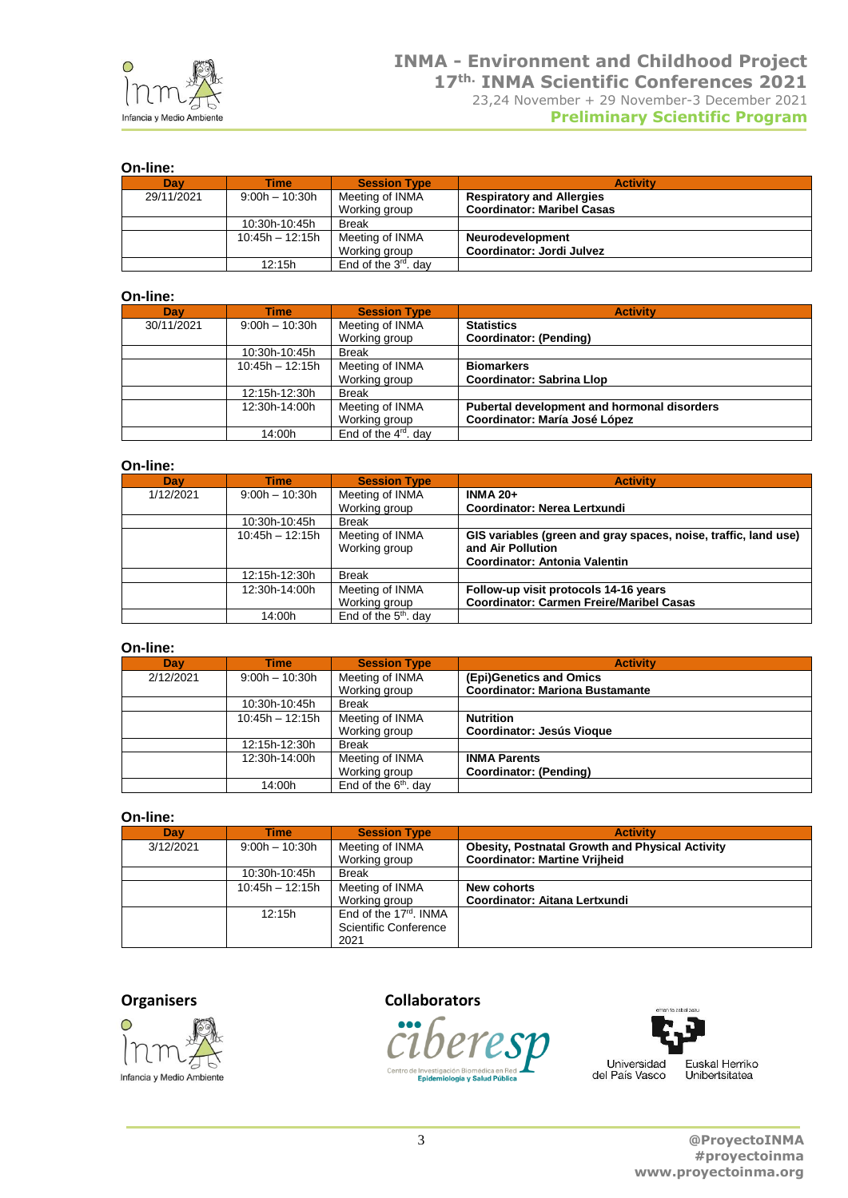## INMA - Environment and Childhood Project
## 17th. INMA Scientific Conferences 2021
23,24 November + 29 November-3 December 2021
**Preliminary Scientific Program**

**On-line:**

| Day | Time | Session Type | Activity |
|---|---|---|---|
| 29/11/2021 | 9:00h – 10:30h | Meeting of INMA Working group | **Respiratory and Allergies**<br>**Coordinator: Maribel Casas** |
| | 10:30h-10:45h | Break | |
| | 10:45h – 12:15h | Meeting of INMA Working group | **Neurodevelopment**<br>**Coordinator: Jordi Julvez** |
| | 12:15h | End of the 3rd. day | |

**On-line:**

| Day | Time | Session Type | Activity |
|---|---|---|---|
| 30/11/2021 | 9:00h – 10:30h | Meeting of INMA Working group | **Statistics**<br>**Coordinator: (Pending)** |
| | 10:30h-10:45h | Break | |
| | 10:45h – 12:15h | Meeting of INMA Working group | **Biomarkers**<br>**Coordinator: Sabrina Llop** |
| | 12:15h-12:30h | Break | |
| | 12:30h-14:00h | Meeting of INMA Working group | **Pubertal development and hormonal disorders**<br>**Coordinator: María José López** |
| | 14:00h | End of the 4rd. day | |

**On-line:**

| Day | Time | Session Type | Activity |
|---|---|---|---|
| 1/12/2021 | 9:00h – 10:30h | Meeting of INMA Working group | **INMA 20+**<br>**Coordinator: Nerea Lertxundi** |
| | 10:30h-10:45h | Break | |
| | 10:45h – 12:15h | Meeting of INMA Working group | **GIS variables (green and gray spaces, noise, traffic, land use) and Air Pollution**<br>**Coordinator: Antonia Valentin** |
| | 12:15h-12:30h | Break | |
| | 12:30h-14:00h | Meeting of INMA Working group | **Follow-up visit protocols 14-16 years**<br>**Coordinator: Carmen Freire/Maribel Casas** |
| | 14:00h | End of the 5th. day | |

**On-line:**

| Day | Time | Session Type | Activity |
|---|---|---|---|
| 2/12/2021 | 9:00h – 10:30h | Meeting of INMA Working group | **(Epi)Genetics and Omics**<br>**Coordinator: Mariona Bustamante** |
| | 10:30h-10:45h | Break | |
| | 10:45h – 12:15h | Meeting of INMA Working group | **Nutrition**<br>**Coordinator: Jesús Vioque** |
| | 12:15h-12:30h | Break | |
| | 12:30h-14:00h | Meeting of INMA Working group | **INMA Parents**<br>**Coordinator: (Pending)** |
| | 14:00h | End of the 6th. day | |

**On-line:**

| Day | Time | Session Type | Activity |
|---|---|---|---|
| 3/12/2021 | 9:00h – 10:30h | Meeting of INMA Working group | **Obesity, Postnatal Growth and Physical Activity**<br>**Coordinator: Martine Vrijheid** |
| | 10:30h-10:45h | Break | |
| | 10:45h – 12:15h | Meeting of INMA Working group | **New cohorts**<br>**Coordinator: Aitana Lertxundi** |
| | 12:15h | End of the 17rd. INMA Scientific Conference 2021 | |

**Organisers**

Infancia y Medio Ambiente

**Collaborators**

ciberesp — Centro de Investigación Biomédica en Red Epidemiología y Salud Pública

Universidad del País Vasco — Euskal Herriko Unibertsitatea

@ProyectoINMA
#proyectoinma
www.proyectoinma.org